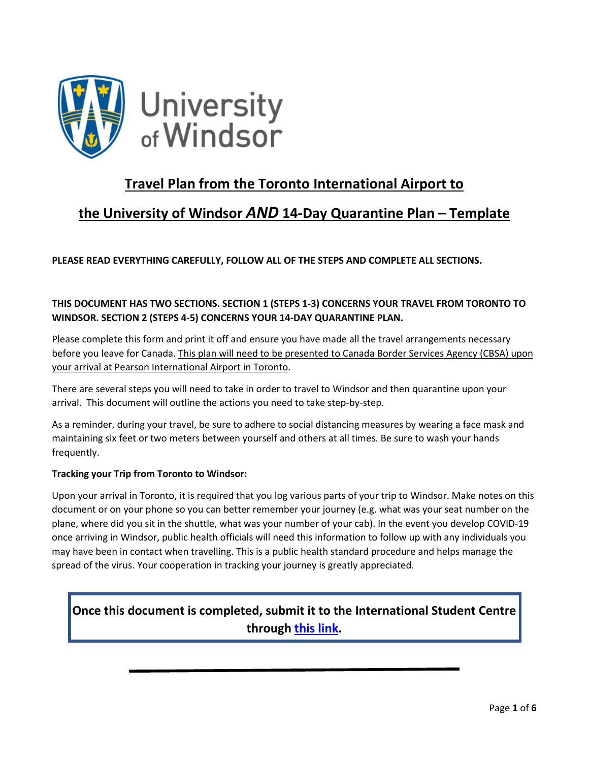University of Windsor

# Travel Plan from the Toronto International Airport to the University of Windsor *AND* 14-Day Quarantine Plan – Template

**PLEASE READ EVERYTHING CAREFULLY, FOLLOW ALL OF THE STEPS AND COMPLETE ALL SECTIONS.**

**THIS DOCUMENT HAS TWO SECTIONS. SECTION 1 (STEPS 1-3) CONCERNS YOUR TRAVEL FROM TORONTO TO WINDSOR. SECTION 2 (STEPS 4-5) CONCERNS YOUR 14-DAY QUARANTINE PLAN.**

Please complete this form and print it off and ensure you have made all the travel arrangements necessary before you leave for Canada. This plan will need to be presented to Canada Border Services Agency (CBSA) upon your arrival at Pearson International Airport in Toronto.

There are several steps you will need to take in order to travel to Windsor and then quarantine upon your arrival. This document will outline the actions you need to take step-by-step.

As a reminder, during your travel, be sure to adhere to social distancing measures by wearing a face mask and maintaining six feet or two meters between yourself and others at all times. Be sure to wash your hands frequently.

**Tracking your Trip from Toronto to Windsor:**

Upon your arrival in Toronto, it is required that you log various parts of your trip to Windsor. Make notes on this document or on your phone so you can better remember your journey (e.g. what was your seat number on the plane, where did you sit in the shuttle, what was your number of your cab). In the event you develop COVID-19 once arriving in Windsor, public health officials will need this information to follow up with any individuals you may have been in contact when travelling. This is a public health standard procedure and helps manage the spread of the virus. Your cooperation in tracking your journey is greatly appreciated.

**Once this document is completed, submit it to the International Student Centre through this link.**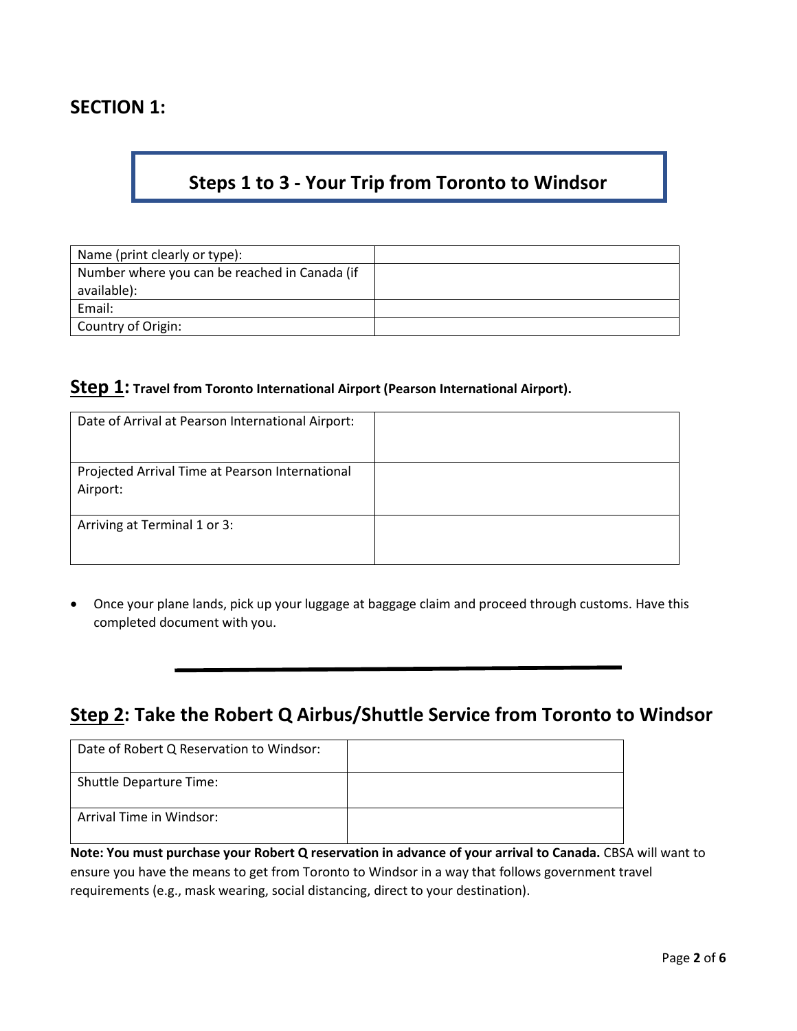## SECTION 1:

# Steps 1 to 3 - Your Trip from Toronto to Windsor

| | |
|---|---|
| Name (print clearly or type): | |
| Number where you can be reached in Canada (if available): | |
| Email: | |
| Country of Origin: | |

## **<u>Step 1</u>: Travel from Toronto International Airport (Pearson International Airport).**

| | |
|---|---|
| Date of Arrival at Pearson International Airport: | |
| Projected Arrival Time at Pearson International Airport: | |
| Arriving at Terminal 1 or 3: | |

- Once your plane lands, pick up your luggage at baggage claim and proceed through customs. Have this completed document with you.

---

## <u>Step 2</u>: Take the Robert Q Airbus/Shuttle Service from Toronto to Windsor

| | |
|---|---|
| Date of Robert Q Reservation to Windsor: | |
| Shuttle Departure Time: | |
| Arrival Time in Windsor: | |

**Note: You must purchase your Robert Q reservation in advance of your arrival to Canada.** CBSA will want to ensure you have the means to get from Toronto to Windsor in a way that follows government travel requirements (e.g., mask wearing, social distancing, direct to your destination).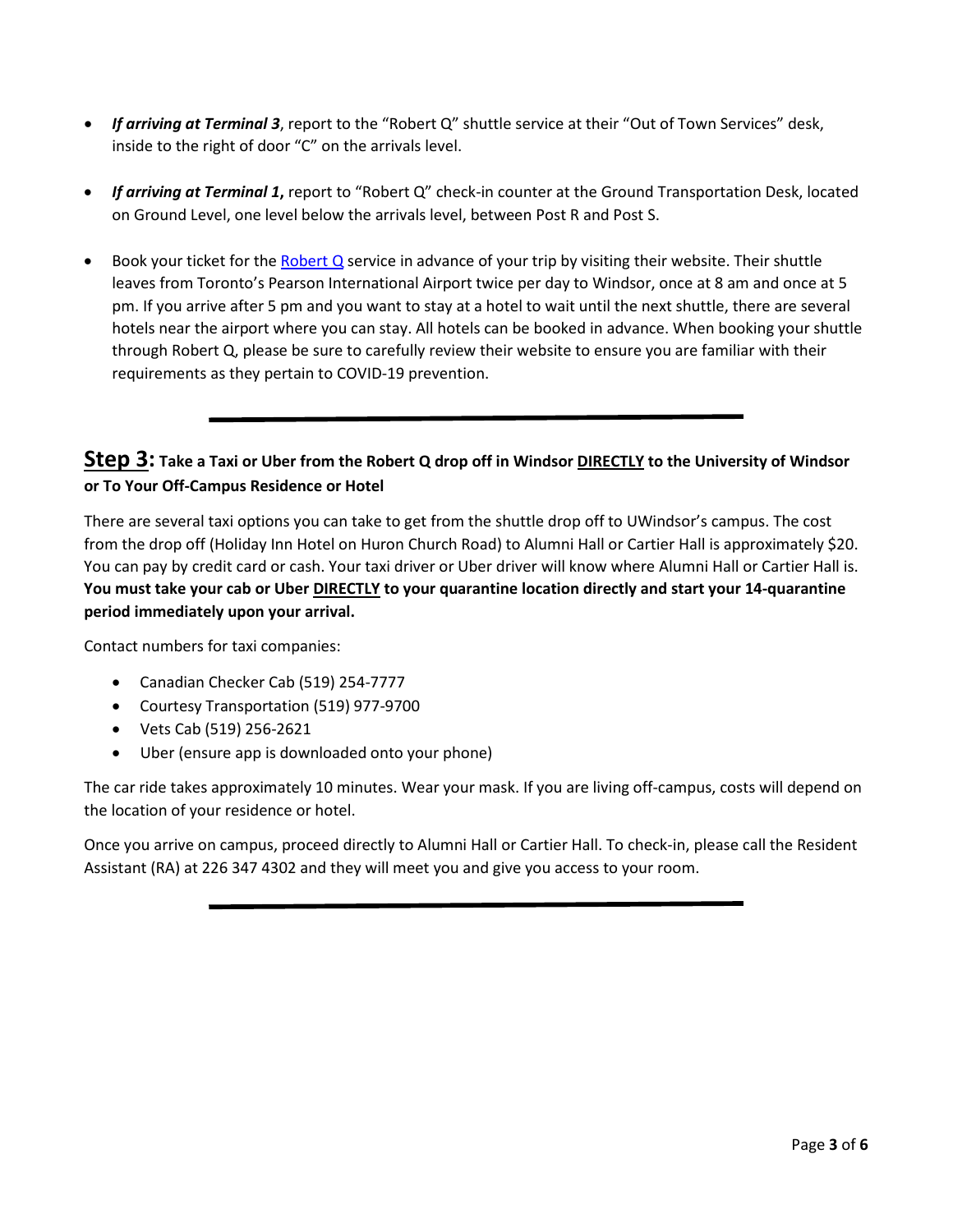- ***If arriving at Terminal 3***, report to the "Robert Q" shuttle service at their "Out of Town Services" desk, inside to the right of door "C" on the arrivals level.

- ***If arriving at Terminal 1*****,** report to "Robert Q" check-in counter at the Ground Transportation Desk, located on Ground Level, one level below the arrivals level, between Post R and Post S.

- Book your ticket for the Robert Q service in advance of your trip by visiting their website. Their shuttle leaves from Toronto's Pearson International Airport twice per day to Windsor, once at 8 am and once at 5 pm. If you arrive after 5 pm and you want to stay at a hotel to wait until the next shuttle, there are several hotels near the airport where you can stay. All hotels can be booked in advance. When booking your shuttle through Robert Q, please be sure to carefully review their website to ensure you are familiar with their requirements as they pertain to COVID-19 prevention.

---

## <u>Step 3</u>: Take a Taxi or Uber from the Robert Q drop off in Windsor <u>DIRECTLY</u> to the University of Windsor or To Your Off-Campus Residence or Hotel

There are several taxi options you can take to get from the shuttle drop off to UWindsor's campus. The cost from the drop off (Holiday Inn Hotel on Huron Church Road) to Alumni Hall or Cartier Hall is approximately $20. You can pay by credit card or cash. Your taxi driver or Uber driver will know where Alumni Hall or Cartier Hall is. **You must take your cab or Uber <u>DIRECTLY</u> to your quarantine location directly and start your 14-quarantine period immediately upon your arrival.**

Contact numbers for taxi companies:

- Canadian Checker Cab (519) 254-7777
- Courtesy Transportation (519) 977-9700
- Vets Cab (519) 256-2621
- Uber (ensure app is downloaded onto your phone)

The car ride takes approximately 10 minutes. Wear your mask. If you are living off-campus, costs will depend on the location of your residence or hotel.

Once you arrive on campus, proceed directly to Alumni Hall or Cartier Hall. To check-in, please call the Resident Assistant (RA) at 226 347 4302 and they will meet you and give you access to your room.

---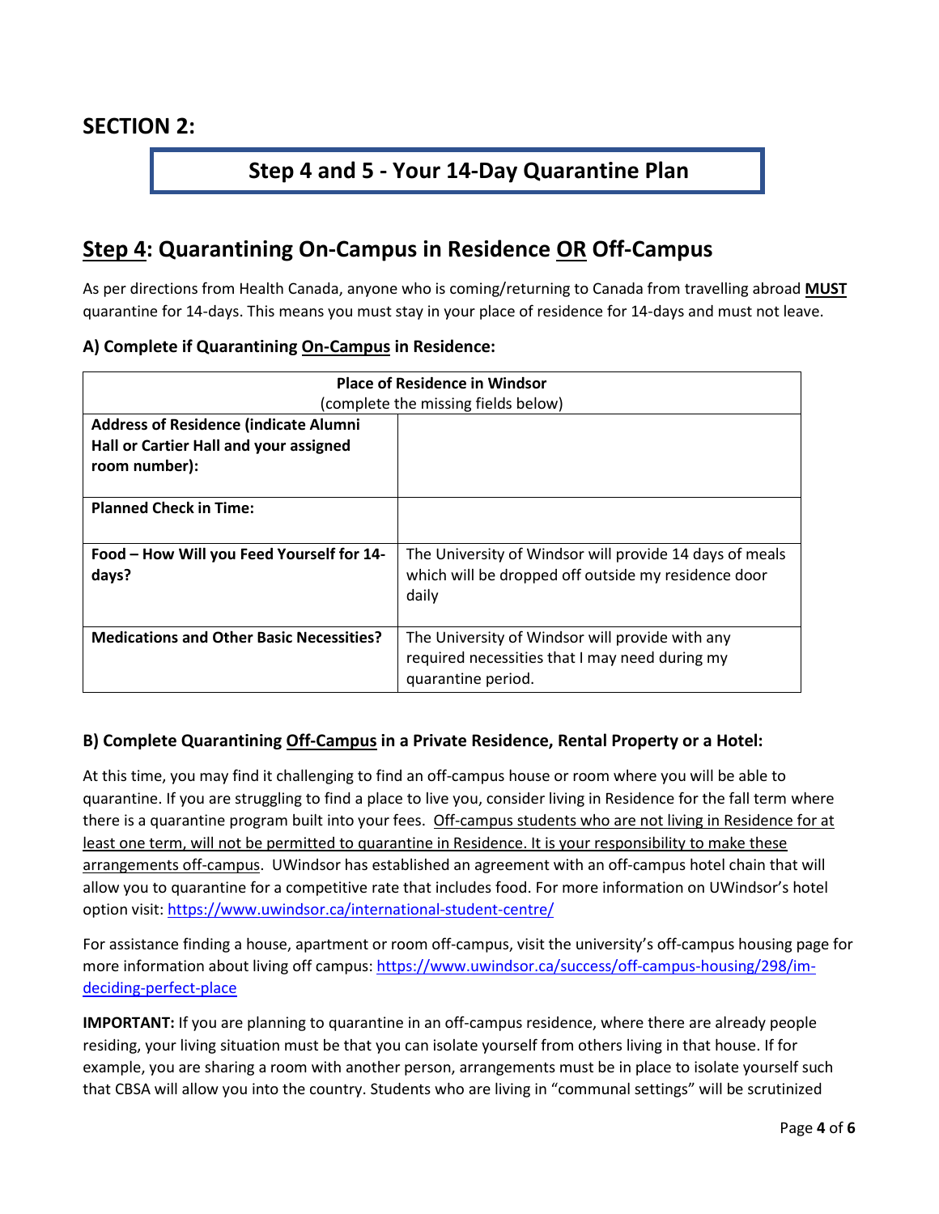## SECTION 2:

### Step 4 and 5 - Your 14-Day Quarantine Plan

## Step 4: Quarantining On-Campus in Residence OR Off-Campus

As per directions from Health Canada, anyone who is coming/returning to Canada from travelling abroad **MUST** quarantine for 14-days. This means you must stay in your place of residence for 14-days and must not leave.

### A) Complete if Quarantining On-Campus in Residence:

| **Place of Residence in Windsor** (complete the missing fields below) | |
|---|---|
| **Address of Residence (indicate Alumni Hall or Cartier Hall and your assigned room number):** | |
| **Planned Check in Time:** | |
| **Food – How Will you Feed Yourself for 14-days?** | The University of Windsor will provide 14 days of meals which will be dropped off outside my residence door daily |
| **Medications and Other Basic Necessities?** | The University of Windsor will provide with any required necessities that I may need during my quarantine period. |

### B) Complete Quarantining Off-Campus in a Private Residence, Rental Property or a Hotel:

At this time, you may find it challenging to find an off-campus house or room where you will be able to quarantine. If you are struggling to find a place to live you, consider living in Residence for the fall term where there is a quarantine program built into your fees. Off-campus students who are not living in Residence for at least one term, will not be permitted to quarantine in Residence. It is your responsibility to make these arrangements off-campus. UWindsor has established an agreement with an off-campus hotel chain that will allow you to quarantine for a competitive rate that includes food. For more information on UWindsor's hotel option visit: https://www.uwindsor.ca/international-student-centre/

For assistance finding a house, apartment or room off-campus, visit the university's off-campus housing page for more information about living off campus: https://www.uwindsor.ca/success/off-campus-housing/298/im-deciding-perfect-place

**IMPORTANT:** If you are planning to quarantine in an off-campus residence, where there are already people residing, your living situation must be that you can isolate yourself from others living in that house. If for example, you are sharing a room with another person, arrangements must be in place to isolate yourself such that CBSA will allow you into the country. Students who are living in "communal settings" will be scrutinized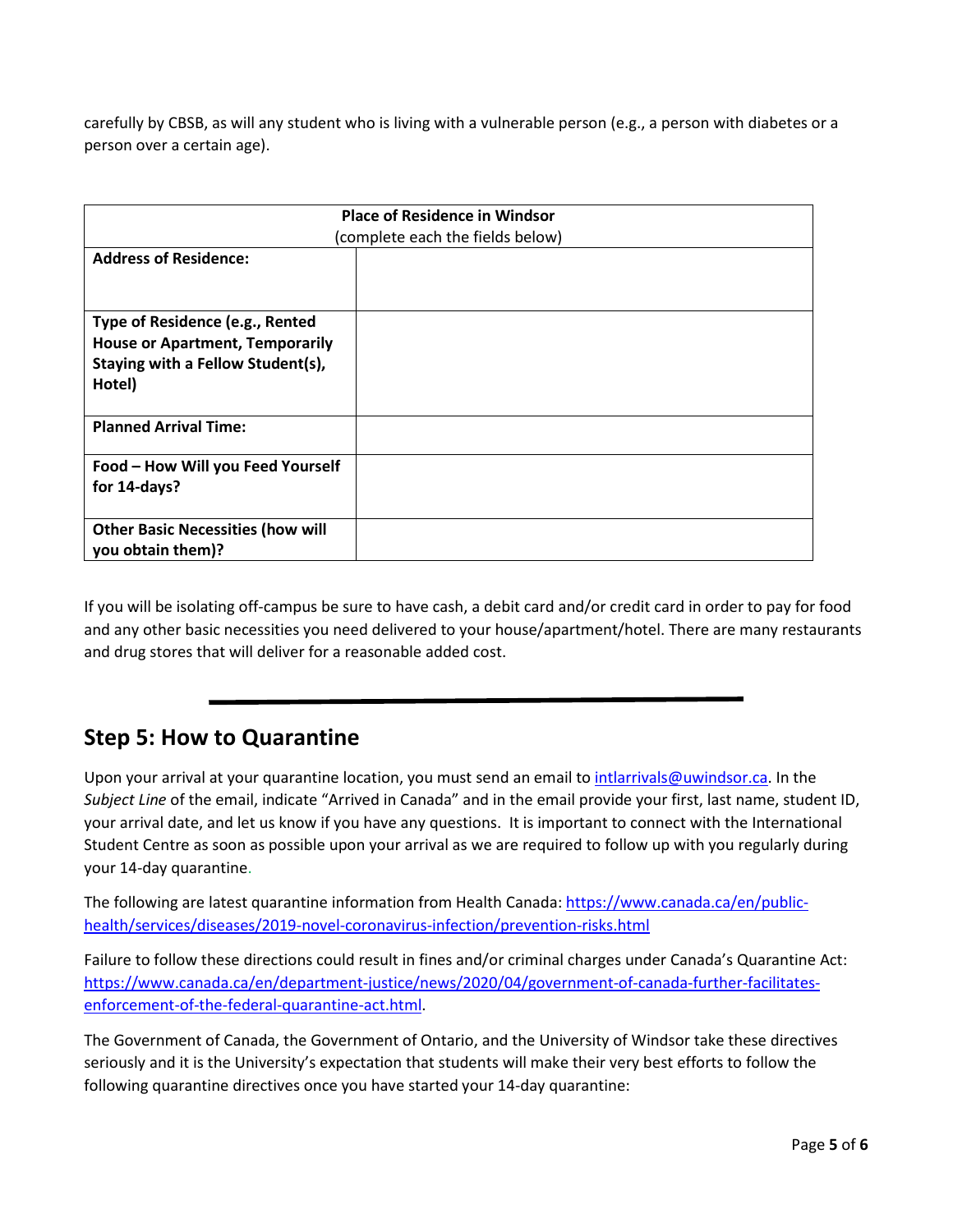carefully by CBSB, as will any student who is living with a vulnerable person (e.g., a person with diabetes or a person over a certain age).

| **Place of Residence in Windsor**<br>(complete each the fields below) | |
|---|---|
| **Address of Residence:** | |
| **Type of Residence (e.g., Rented House or Apartment, Temporarily Staying with a Fellow Student(s), Hotel)** | |
| **Planned Arrival Time:** | |
| **Food – How Will you Feed Yourself for 14-days?** | |
| **Other Basic Necessities (how will you obtain them)?** | |

If you will be isolating off-campus be sure to have cash, a debit card and/or credit card in order to pay for food and any other basic necessities you need delivered to your house/apartment/hotel. There are many restaurants and drug stores that will deliver for a reasonable added cost.

---

## Step 5: How to Quarantine

Upon your arrival at your quarantine location, you must send an email to intlarrivals@uwindsor.ca. In the *Subject Line* of the email, indicate "Arrived in Canada" and in the email provide your first, last name, student ID, your arrival date, and let us know if you have any questions. It is important to connect with the International Student Centre as soon as possible upon your arrival as we are required to follow up with you regularly during your 14-day quarantine.

The following are latest quarantine information from Health Canada: https://www.canada.ca/en/public-health/services/diseases/2019-novel-coronavirus-infection/prevention-risks.html

Failure to follow these directions could result in fines and/or criminal charges under Canada's Quarantine Act: https://www.canada.ca/en/department-justice/news/2020/04/government-of-canada-further-facilitates-enforcement-of-the-federal-quarantine-act.html.

The Government of Canada, the Government of Ontario, and the University of Windsor take these directives seriously and it is the University's expectation that students will make their very best efforts to follow the following quarantine directives once you have started your 14-day quarantine: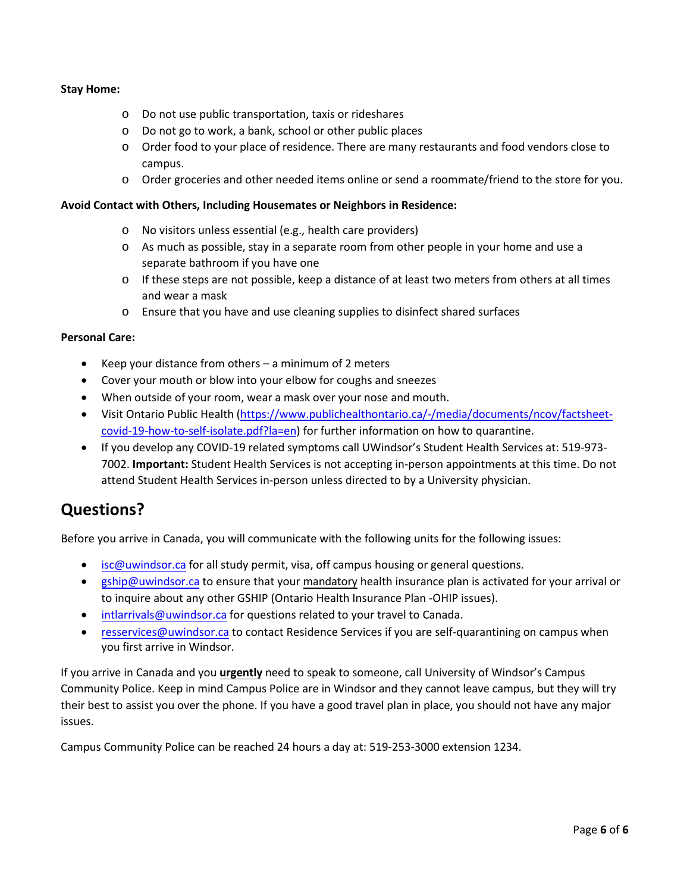**Stay Home:**

- Do not use public transportation, taxis or rideshares
- Do not go to work, a bank, school or other public places
- Order food to your place of residence. There are many restaurants and food vendors close to campus.
- Order groceries and other needed items online or send a roommate/friend to the store for you.

**Avoid Contact with Others, Including Housemates or Neighbors in Residence:**

- No visitors unless essential (e.g., health care providers)
- As much as possible, stay in a separate room from other people in your home and use a separate bathroom if you have one
- If these steps are not possible, keep a distance of at least two meters from others at all times and wear a mask
- Ensure that you have and use cleaning supplies to disinfect shared surfaces

**Personal Care:**

- Keep your distance from others – a minimum of 2 meters
- Cover your mouth or blow into your elbow for coughs and sneezes
- When outside of your room, wear a mask over your nose and mouth.
- Visit Ontario Public Health (https://www.publichealthontario.ca/-/media/documents/ncov/factsheet-covid-19-how-to-self-isolate.pdf?la=en) for further information on how to quarantine.
- If you develop any COVID-19 related symptoms call UWindsor's Student Health Services at: 519-973-7002. **Important:** Student Health Services is not accepting in-person appointments at this time. Do not attend Student Health Services in-person unless directed to by a University physician.

## Questions?

Before you arrive in Canada, you will communicate with the following units for the following issues:

- isc@uwindsor.ca for all study permit, visa, off campus housing or general questions.
- gship@uwindsor.ca to ensure that your mandatory health insurance plan is activated for your arrival or to inquire about any other GSHIP (Ontario Health Insurance Plan -OHIP issues).
- intlarrivals@uwindsor.ca for questions related to your travel to Canada.
- resservices@uwindsor.ca to contact Residence Services if you are self-quarantining on campus when you first arrive in Windsor.

If you arrive in Canada and you **urgently** need to speak to someone, call University of Windsor's Campus Community Police. Keep in mind Campus Police are in Windsor and they cannot leave campus, but they will try their best to assist you over the phone. If you have a good travel plan in place, you should not have any major issues.

Campus Community Police can be reached 24 hours a day at: 519-253-3000 extension 1234.